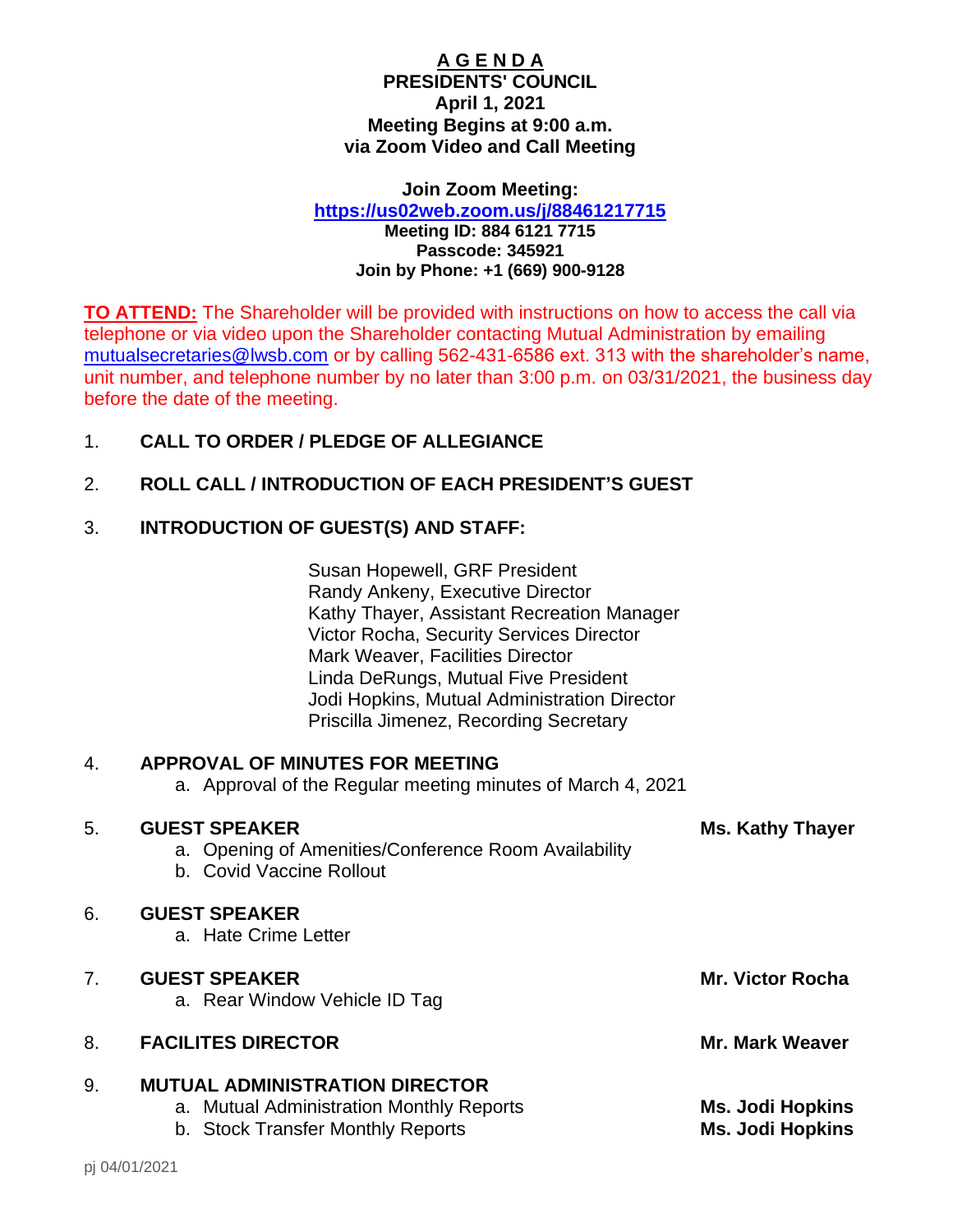# A G E N D A

**PRESIDENTS' COUNCIL**
**April 1, 2021**
**Meeting Begins at 9:00 a.m.**
**via Zoom Video and Call Meeting**

**Join Zoom Meeting:**
**https://us02web.zoom.us/j/88461217715**
**Meeting ID: 884 6121 7715**
**Passcode: 345921**
**Join by Phone: +1 (669) 900-9128**

**TO ATTEND:** The Shareholder will be provided with instructions on how to access the call via telephone or via video upon the Shareholder contacting Mutual Administration by emailing mutualsecretaries@lwsb.com or by calling 562-431-6586 ext. 313 with the shareholder's name, unit number, and telephone number by no later than 3:00 p.m. on 03/31/2021, the business day before the date of the meeting.

1. **CALL TO ORDER / PLEDGE OF ALLEGIANCE**

2. **ROLL CALL / INTRODUCTION OF EACH PRESIDENT'S GUEST**

3. **INTRODUCTION OF GUEST(S) AND STAFF:**

   Susan Hopewell, GRF President
   Randy Ankeny, Executive Director
   Kathy Thayer, Assistant Recreation Manager
   Victor Rocha, Security Services Director
   Mark Weaver, Facilities Director
   Linda DeRungs, Mutual Five President
   Jodi Hopkins, Mutual Administration Director
   Priscilla Jimenez, Recording Secretary

4. **APPROVAL OF MINUTES FOR MEETING**
   a. Approval of the Regular meeting minutes of March 4, 2021

5. **GUEST SPEAKER** — **Ms. Kathy Thayer**
   a. Opening of Amenities/Conference Room Availability
   b. Covid Vaccine Rollout

6. **GUEST SPEAKER**
   a. Hate Crime Letter

7. **GUEST SPEAKER** — **Mr. Victor Rocha**
   a. Rear Window Vehicle ID Tag

8. **FACILITES DIRECTOR** — **Mr. Mark Weaver**

9. **MUTUAL ADMINISTRATION DIRECTOR**
   a. Mutual Administration Monthly Reports — **Ms. Jodi Hopkins**
   b. Stock Transfer Monthly Reports — **Ms. Jodi Hopkins**

pj 04/01/2021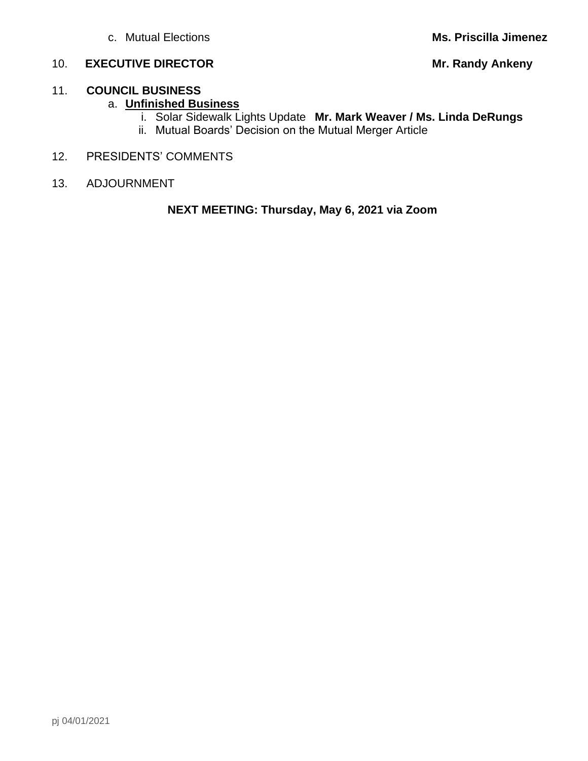c. Mutual Elections **Ms. Priscilla Jimenez**

10. **EXECUTIVE DIRECTOR** **Mr. Randy Ankeny**

11. **COUNCIL BUSINESS**
    a. **Unfinished Business**
        i. Solar Sidewalk Lights Update **Mr. Mark Weaver / Ms. Linda DeRungs**
        ii. Mutual Boards' Decision on the Mutual Merger Article

12. PRESIDENTS' COMMENTS

13. ADJOURNMENT

**NEXT MEETING: Thursday, May 6, 2021 via Zoom**

pj 04/01/2021